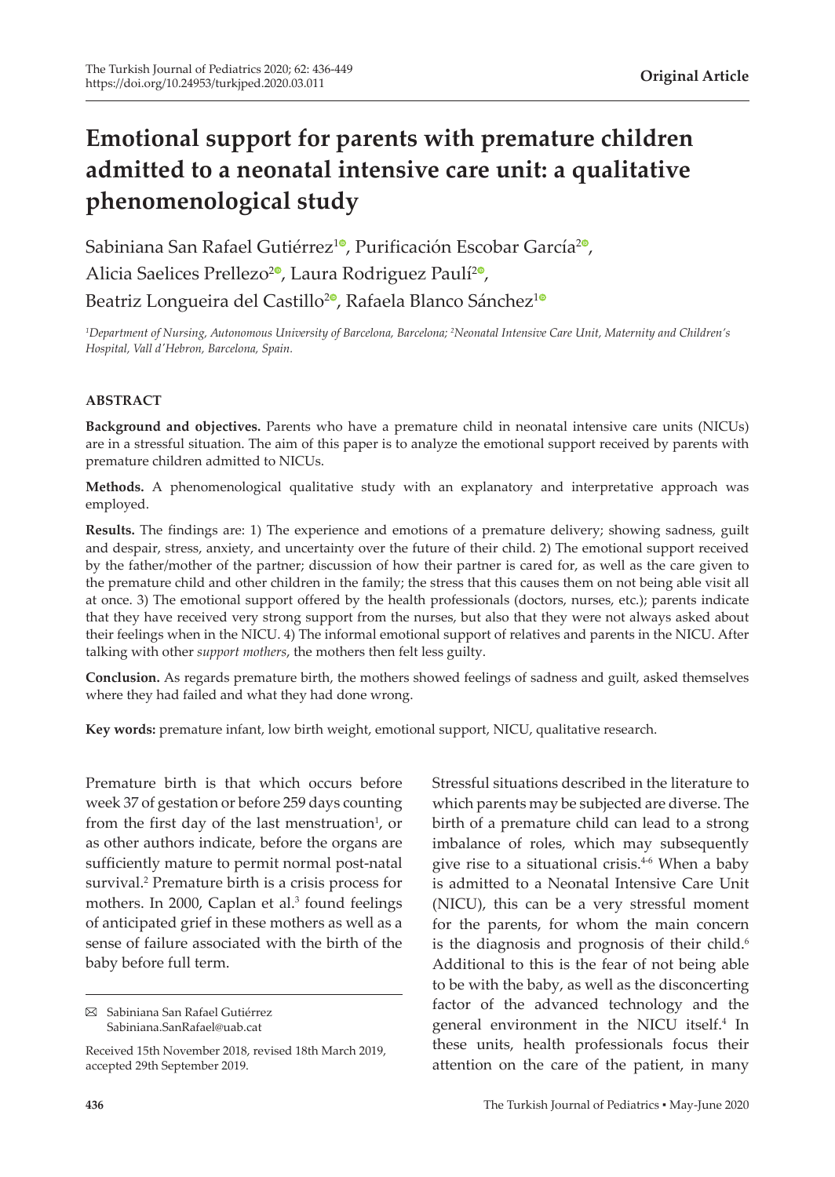Original Article

# Emotional support for parents with premature children admitted to a neonatal intensive care unit: a qualitative phenomenological study

Sabiniana San Rafael Gutiérrez[1], Purificación Escobar García[2], Alicia Saelices Prellezo[2], Laura Rodriguez Paulí[2], Beatriz Longueira del Castillo[2], Rafaela Blanco Sánchez[1]

*[1]Department of Nursing, Autonomous University of Barcelona, Barcelona; [2]Neonatal Intensive Care Unit, Maternity and Children's Hospital, Vall d'Hebron, Barcelona, Spain.*

## ABSTRACT

**Background and objectives.** Parents who have a premature child in neonatal intensive care units (NICUs) are in a stressful situation. The aim of this paper is to analyze the emotional support received by parents with premature children admitted to NICUs.

**Methods.** A phenomenological qualitative study with an explanatory and interpretative approach was employed.

**Results.** The findings are: 1) The experience and emotions of a premature delivery; showing sadness, guilt and despair, stress, anxiety, and uncertainty over the future of their child. 2) The emotional support received by the father/mother of the partner; discussion of how their partner is cared for, as well as the care given to the premature child and other children in the family; the stress that this causes them on not being able visit all at once. 3) The emotional support offered by the health professionals (doctors, nurses, etc.); parents indicate that they have received very strong support from the nurses, but also that they were not always asked about their feelings when in the NICU. 4) The informal emotional support of relatives and parents in the NICU. After talking with other *support mothers*, the mothers then felt less guilty.

**Conclusion.** As regards premature birth, the mothers showed feelings of sadness and guilt, asked themselves where they had failed and what they had done wrong.

**Key words:** premature infant, low birth weight, emotional support, NICU, qualitative research.

Premature birth is that which occurs before week 37 of gestation or before 259 days counting from the first day of the last menstruation[1], or as other authors indicate, before the organs are sufficiently mature to permit normal post-natal survival.[2] Premature birth is a crisis process for mothers. In 2000, Caplan et al.[3] found feelings of anticipated grief in these mothers as well as a sense of failure associated with the birth of the baby before full term.

Stressful situations described in the literature to which parents may be subjected are diverse. The birth of a premature child can lead to a strong imbalance of roles, which may subsequently give rise to a situational crisis.[4-6] When a baby is admitted to a Neonatal Intensive Care Unit (NICU), this can be a very stressful moment for the parents, for whom the main concern is the diagnosis and prognosis of their child.[6] Additional to this is the fear of not being able to be with the baby, as well as the disconcerting factor of the advanced technology and the general environment in the NICU itself.[4] In these units, health professionals focus their attention on the care of the patient, in many

✉ Sabiniana San Rafael Gutiérrez
Sabiniana.SanRafael@uab.cat

Received 15th November 2018, revised 18th March 2019, accepted 29th September 2019.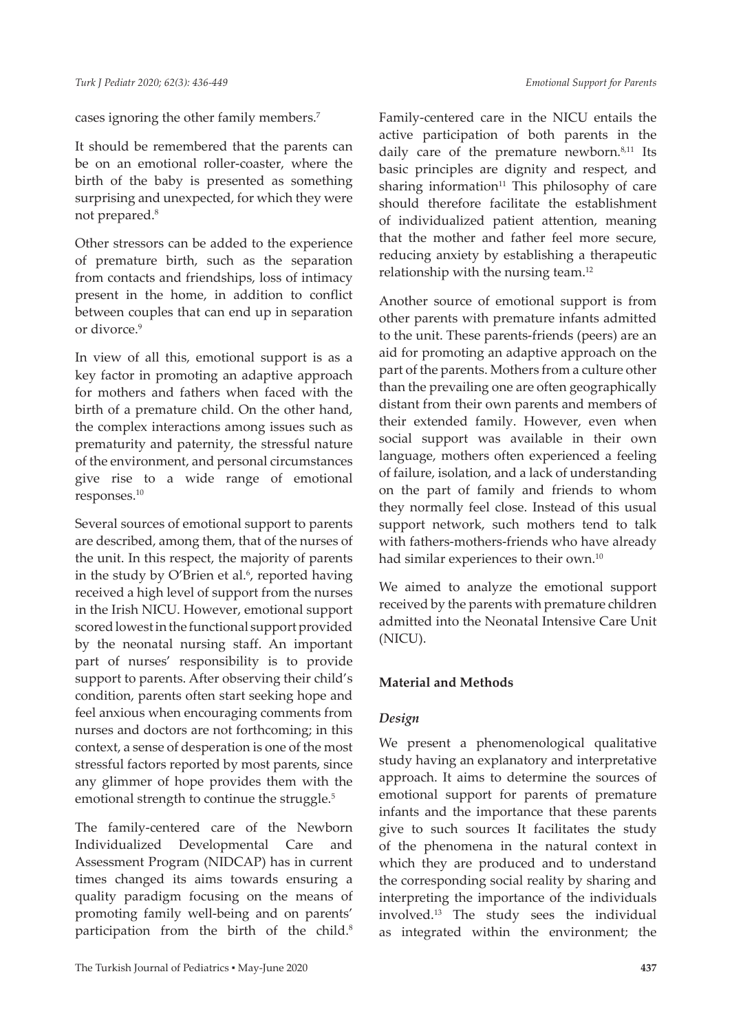cases ignoring the other family members.[7]

It should be remembered that the parents can be on an emotional roller-coaster, where the birth of the baby is presented as something surprising and unexpected, for which they were not prepared.[8]

Other stressors can be added to the experience of premature birth, such as the separation from contacts and friendships, loss of intimacy present in the home, in addition to conflict between couples that can end up in separation or divorce.[9]

In view of all this, emotional support is as a key factor in promoting an adaptive approach for mothers and fathers when faced with the birth of a premature child. On the other hand, the complex interactions among issues such as prematurity and paternity, the stressful nature of the environment, and personal circumstances give rise to a wide range of emotional responses.[10]

Several sources of emotional support to parents are described, among them, that of the nurses of the unit. In this respect, the majority of parents in the study by O'Brien et al.[6], reported having received a high level of support from the nurses in the Irish NICU. However, emotional support scored lowest in the functional support provided by the neonatal nursing staff. An important part of nurses' responsibility is to provide support to parents. After observing their child's condition, parents often start seeking hope and feel anxious when encouraging comments from nurses and doctors are not forthcoming; in this context, a sense of desperation is one of the most stressful factors reported by most parents, since any glimmer of hope provides them with the emotional strength to continue the struggle.[5]

The family-centered care of the Newborn Individualized Developmental Care and Assessment Program (NIDCAP) has in current times changed its aims towards ensuring a quality paradigm focusing on the means of promoting family well-being and on parents' participation from the birth of the child.[8] Family-centered care in the NICU entails the active participation of both parents in the daily care of the premature newborn.[8,11] Its basic principles are dignity and respect, and sharing information[11] This philosophy of care should therefore facilitate the establishment of individualized patient attention, meaning that the mother and father feel more secure, reducing anxiety by establishing a therapeutic relationship with the nursing team.[12]

Another source of emotional support is from other parents with premature infants admitted to the unit. These parents-friends (peers) are an aid for promoting an adaptive approach on the part of the parents. Mothers from a culture other than the prevailing one are often geographically distant from their own parents and members of their extended family. However, even when social support was available in their own language, mothers often experienced a feeling of failure, isolation, and a lack of understanding on the part of family and friends to whom they normally feel close. Instead of this usual support network, such mothers tend to talk with fathers-mothers-friends who have already had similar experiences to their own.[10]

We aimed to analyze the emotional support received by the parents with premature children admitted into the Neonatal Intensive Care Unit (NICU).

## Material and Methods

### *Design*

We present a phenomenological qualitative study having an explanatory and interpretative approach. It aims to determine the sources of emotional support for parents of premature infants and the importance that these parents give to such sources It facilitates the study of the phenomena in the natural context in which they are produced and to understand the corresponding social reality by sharing and interpreting the importance of the individuals involved.[13] The study sees the individual as integrated within the environment; the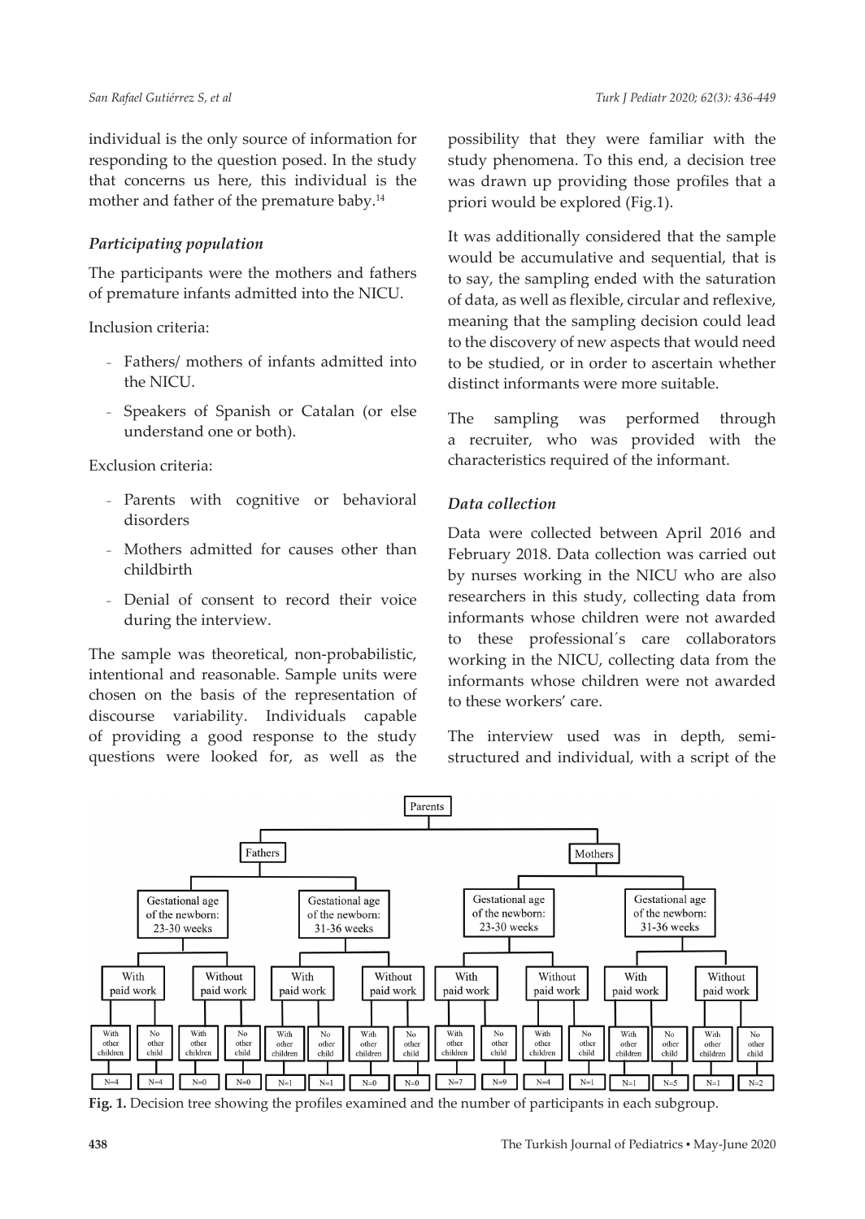individual is the only source of information for responding to the question posed. In the study that concerns us here, this individual is the mother and father of the premature baby.[14]

### *Participating population*

The participants were the mothers and fathers of premature infants admitted into the NICU.

Inclusion criteria:

- Fathers/ mothers of infants admitted into the NICU.
- Speakers of Spanish or Catalan (or else understand one or both).

Exclusion criteria:

- Parents with cognitive or behavioral disorders
- Mothers admitted for causes other than childbirth
- Denial of consent to record their voice during the interview.

The sample was theoretical, non-probabilistic, intentional and reasonable. Sample units were chosen on the basis of the representation of discourse variability. Individuals capable of providing a good response to the study questions were looked for, as well as the possibility that they were familiar with the study phenomena. To this end, a decision tree was drawn up providing those profiles that a priori would be explored (Fig.1).

It was additionally considered that the sample would be accumulative and sequential, that is to say, the sampling ended with the saturation of data, as well as flexible, circular and reflexive, meaning that the sampling decision could lead to the discovery of new aspects that would need to be studied, or in order to ascertain whether distinct informants were more suitable.

The sampling was performed through a recruiter, who was provided with the characteristics required of the informant.

### *Data collection*

Data were collected between April 2016 and February 2018. Data collection was carried out by nurses working in the NICU who are also researchers in this study, collecting data from informants whose children were not awarded to these professional´s care collaborators working in the NICU, collecting data from the informants whose children were not awarded to these workers' care.

The interview used was in depth, semi-structured and individual, with a script of the

| Parents | Gestational age of the newborn | Paid work | Other children | N |
|---|---|---|---|---|
| Fathers | 23-30 weeks | With paid work | With other children | N=4 |
| Fathers | 23-30 weeks | With paid work | No other child | N=4 |
| Fathers | 23-30 weeks | Without paid work | With other children | N=0 |
| Fathers | 23-30 weeks | Without paid work | No other child | N=0 |
| Fathers | 31-36 weeks | With paid work | With other children | N=1 |
| Fathers | 31-36 weeks | With paid work | No other child | N=1 |
| Fathers | 31-36 weeks | Without paid work | With other children | N=0 |
| Fathers | 31-36 weeks | Without paid work | No other child | N=0 |
| Mothers | 23-30 weeks | With paid work | With other children | N=7 |
| Mothers | 23-30 weeks | With paid work | No other child | N=9 |
| Mothers | 23-30 weeks | Without paid work | With other children | N=4 |
| Mothers | 23-30 weeks | Without paid work | No other child | N=1 |
| Mothers | 31-36 weeks | With paid work | With other children | N=1 |
| Mothers | 31-36 weeks | With paid work | No other child | N=5 |
| Mothers | 31-36 weeks | Without paid work | With other children | N=1 |
| Mothers | 31-36 weeks | Without paid work | No other child | N=2 |

**Fig. 1.** Decision tree showing the profiles examined and the number of participants in each subgroup.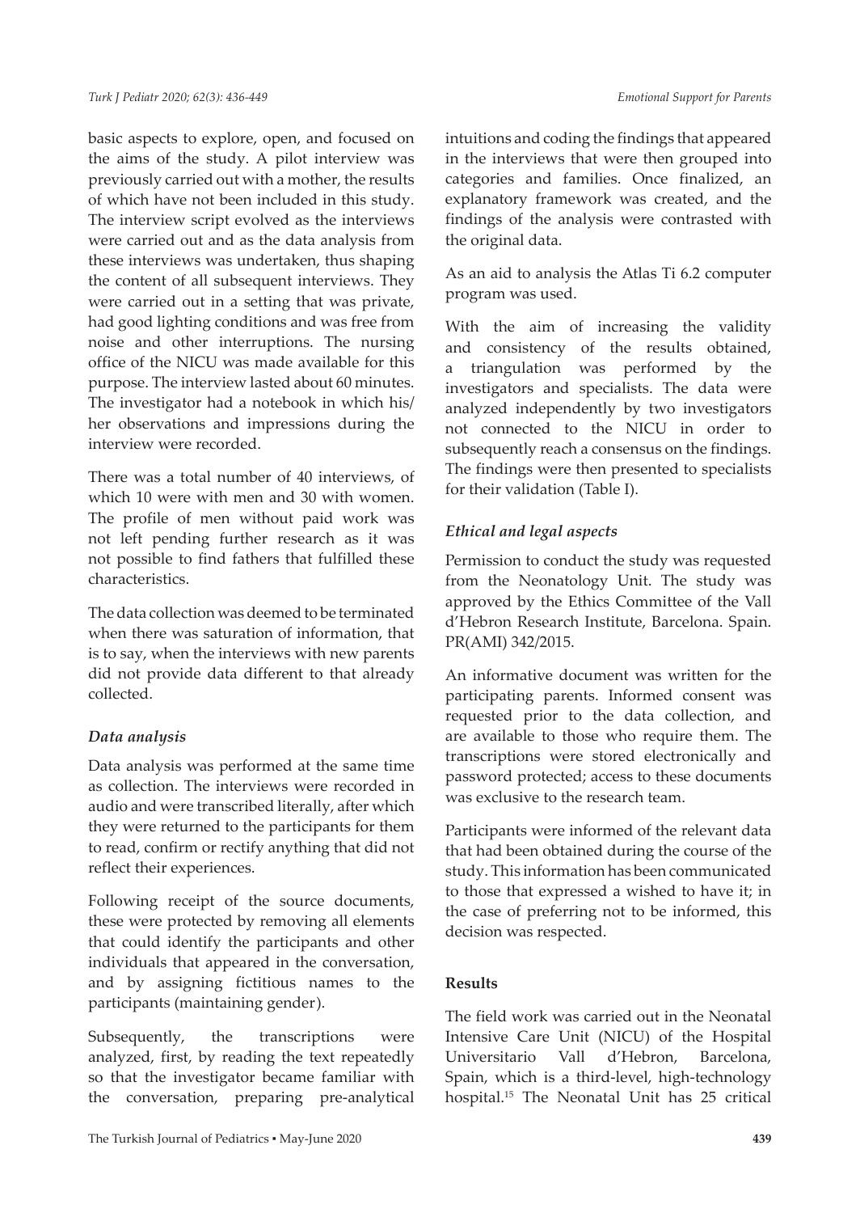basic aspects to explore, open, and focused on the aims of the study. A pilot interview was previously carried out with a mother, the results of which have not been included in this study. The interview script evolved as the interviews were carried out and as the data analysis from these interviews was undertaken, thus shaping the content of all subsequent interviews. They were carried out in a setting that was private, had good lighting conditions and was free from noise and other interruptions. The nursing office of the NICU was made available for this purpose. The interview lasted about 60 minutes. The investigator had a notebook in which his/her observations and impressions during the interview were recorded.

There was a total number of 40 interviews, of which 10 were with men and 30 with women. The profile of men without paid work was not left pending further research as it was not possible to find fathers that fulfilled these characteristics.

The data collection was deemed to be terminated when there was saturation of information, that is to say, when the interviews with new parents did not provide data different to that already collected.

### *Data analysis*

Data analysis was performed at the same time as collection. The interviews were recorded in audio and were transcribed literally, after which they were returned to the participants for them to read, confirm or rectify anything that did not reflect their experiences.

Following receipt of the source documents, these were protected by removing all elements that could identify the participants and other individuals that appeared in the conversation, and by assigning fictitious names to the participants (maintaining gender).

Subsequently, the transcriptions were analyzed, first, by reading the text repeatedly so that the investigator became familiar with the conversation, preparing pre-analytical intuitions and coding the findings that appeared in the interviews that were then grouped into categories and families. Once finalized, an explanatory framework was created, and the findings of the analysis were contrasted with the original data.

As an aid to analysis the Atlas Ti 6.2 computer program was used.

With the aim of increasing the validity and consistency of the results obtained, a triangulation was performed by the investigators and specialists. The data were analyzed independently by two investigators not connected to the NICU in order to subsequently reach a consensus on the findings. The findings were then presented to specialists for their validation (Table I).

### *Ethical and legal aspects*

Permission to conduct the study was requested from the Neonatology Unit. The study was approved by the Ethics Committee of the Vall d'Hebron Research Institute, Barcelona. Spain. PR(AMI) 342/2015.

An informative document was written for the participating parents. Informed consent was requested prior to the data collection, and are available to those who require them. The transcriptions were stored electronically and password protected; access to these documents was exclusive to the research team.

Participants were informed of the relevant data that had been obtained during the course of the study. This information has been communicated to those that expressed a wished to have it; in the case of preferring not to be informed, this decision was respected.

## **Results**

The field work was carried out in the Neonatal Intensive Care Unit (NICU) of the Hospital Universitario Vall d'Hebron, Barcelona, Spain, which is a third-level, high-technology hospital.[15] The Neonatal Unit has 25 critical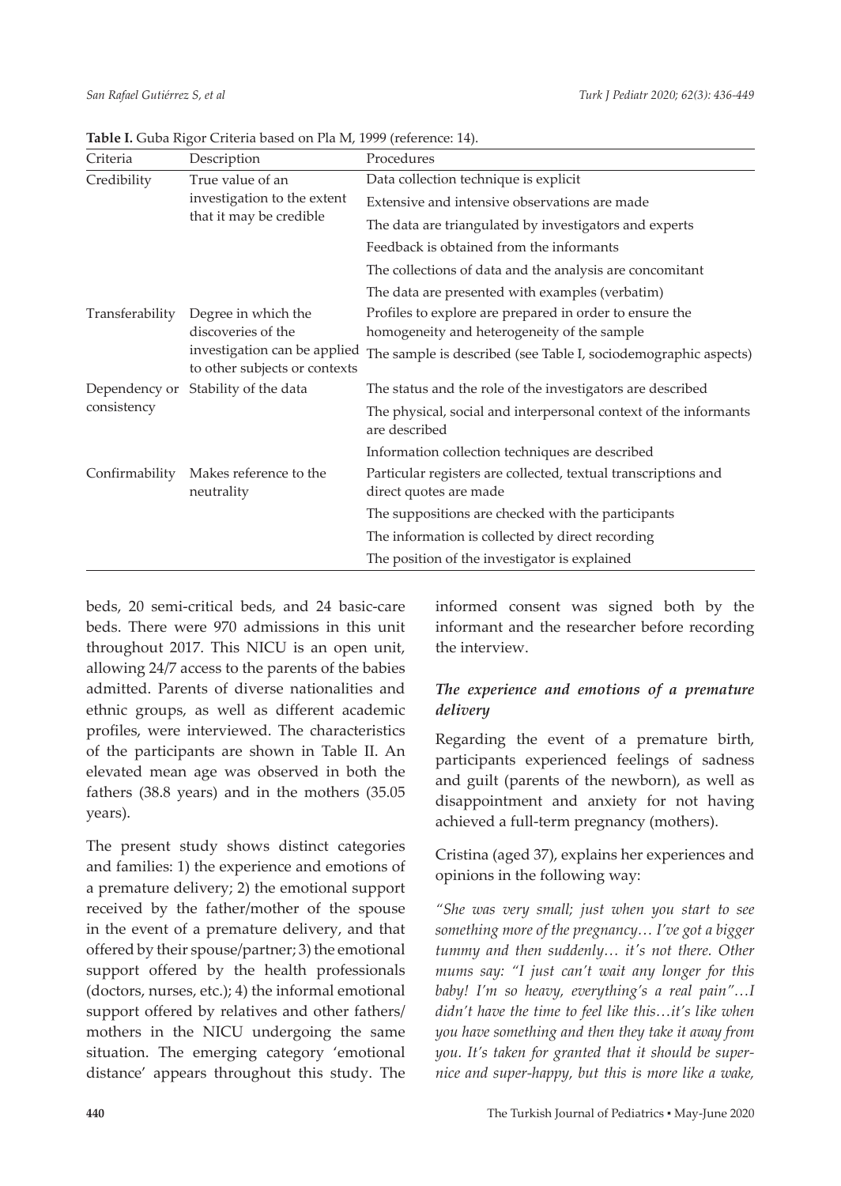**Table I.** Guba Rigor Criteria based on Pla M, 1999 (reference: 14).

| Criteria | Description | Procedures |
|---|---|---|
| Credibility | True value of an investigation to the extent that it may be credible | Data collection technique is explicit |
| | | Extensive and intensive observations are made |
| | | The data are triangulated by investigators and experts |
| | | Feedback is obtained from the informants |
| | | The collections of data and the analysis are concomitant |
| | | The data are presented with examples (verbatim) |
| Transferability | Degree in which the discoveries of the investigation can be applied to other subjects or contexts | Profiles to explore are prepared in order to ensure the homogeneity and heterogeneity of the sample |
| | | The sample is described (see Table I, sociodemographic aspects) |
| Dependency or consistency | Stability of the data | The status and the role of the investigators are described |
| | | The physical, social and interpersonal context of the informants are described |
| | | Information collection techniques are described |
| Confirmability | Makes reference to the neutrality | Particular registers are collected, textual transcriptions and direct quotes are made |
| | | The suppositions are checked with the participants |
| | | The information is collected by direct recording |
| | | The position of the investigator is explained |

beds, 20 semi-critical beds, and 24 basic-care beds. There were 970 admissions in this unit throughout 2017. This NICU is an open unit, allowing 24/7 access to the parents of the babies admitted. Parents of diverse nationalities and ethnic groups, as well as different academic profiles, were interviewed. The characteristics of the participants are shown in Table II. An elevated mean age was observed in both the fathers (38.8 years) and in the mothers (35.05 years).

The present study shows distinct categories and families: 1) the experience and emotions of a premature delivery; 2) the emotional support received by the father/mother of the spouse in the event of a premature delivery, and that offered by their spouse/partner; 3) the emotional support offered by the health professionals (doctors, nurses, etc.); 4) the informal emotional support offered by relatives and other fathers/mothers in the NICU undergoing the same situation. The emerging category 'emotional distance' appears throughout this study. The informed consent was signed both by the informant and the researcher before recording the interview.

### *The experience and emotions of a premature delivery*

Regarding the event of a premature birth, participants experienced feelings of sadness and guilt (parents of the newborn), as well as disappointment and anxiety for not having achieved a full-term pregnancy (mothers).

Cristina (aged 37), explains her experiences and opinions in the following way:

*"She was very small; just when you start to see something more of the pregnancy… I've got a bigger tummy and then suddenly… it's not there. Other mums say: "I just can't wait any longer for this baby! I'm so heavy, everything's a real pain"…I didn't have the time to feel like this…it's like when you have something and then they take it away from you. It's taken for granted that it should be super-nice and super-happy, but this is more like a wake,*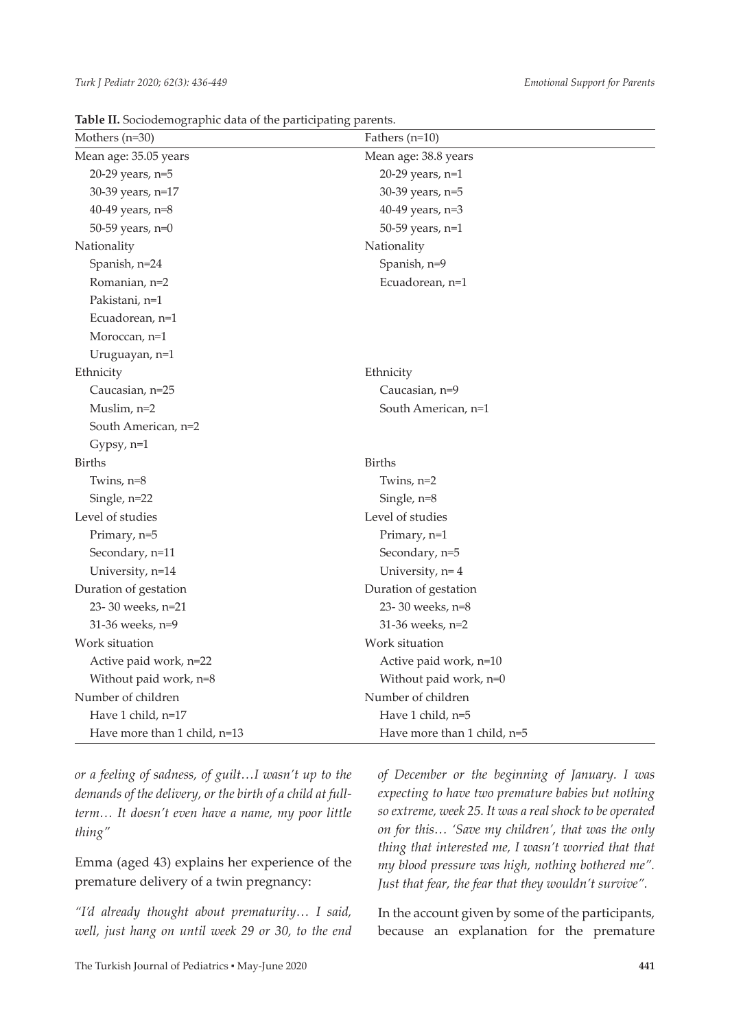**Table II.** Sociodemographic data of the participating parents.

| Mothers (n=30) | Fathers (n=10) |
|---|---|
| Mean age: 35.05 years | Mean age: 38.8 years |
| 20-29 years, n=5 | 20-29 years, n=1 |
| 30-39 years, n=17 | 30-39 years, n=5 |
| 40-49 years, n=8 | 40-49 years, n=3 |
| 50-59 years, n=0 | 50-59 years, n=1 |
| Nationality | Nationality |
| Spanish, n=24 | Spanish, n=9 |
| Romanian, n=2 | Ecuadorean, n=1 |
| Pakistani, n=1 | |
| Ecuadorean, n=1 | |
| Moroccan, n=1 | |
| Uruguayan, n=1 | |
| Ethnicity | Ethnicity |
| Caucasian, n=25 | Caucasian, n=9 |
| Muslim, n=2 | South American, n=1 |
| South American, n=2 | |
| Gypsy, n=1 | |
| Births | Births |
| Twins, n=8 | Twins, n=2 |
| Single, n=22 | Single, n=8 |
| Level of studies | Level of studies |
| Primary, n=5 | Primary, n=1 |
| Secondary, n=11 | Secondary, n=5 |
| University, n=14 | University, n= 4 |
| Duration of gestation | Duration of gestation |
| 23- 30 weeks, n=21 | 23- 30 weeks, n=8 |
| 31-36 weeks, n=9 | 31-36 weeks, n=2 |
| Work situation | Work situation |
| Active paid work, n=22 | Active paid work, n=10 |
| Without paid work, n=8 | Without paid work, n=0 |
| Number of children | Number of children |
| Have 1 child, n=17 | Have 1 child, n=5 |
| Have more than 1 child, n=13 | Have more than 1 child, n=5 |

*or a feeling of sadness, of guilt…I wasn't up to the demands of the delivery, or the birth of a child at full-term… It doesn't even have a name, my poor little thing"*

Emma (aged 43) explains her experience of the premature delivery of a twin pregnancy:

*"I'd already thought about prematurity… I said, well, just hang on until week 29 or 30, to the end of December or the beginning of January. I was expecting to have two premature babies but nothing so extreme, week 25. It was a real shock to be operated on for this… 'Save my children', that was the only thing that interested me, I wasn't worried that that my blood pressure was high, nothing bothered me". Just that fear, the fear that they wouldn't survive".*

In the account given by some of the participants, because an explanation for the premature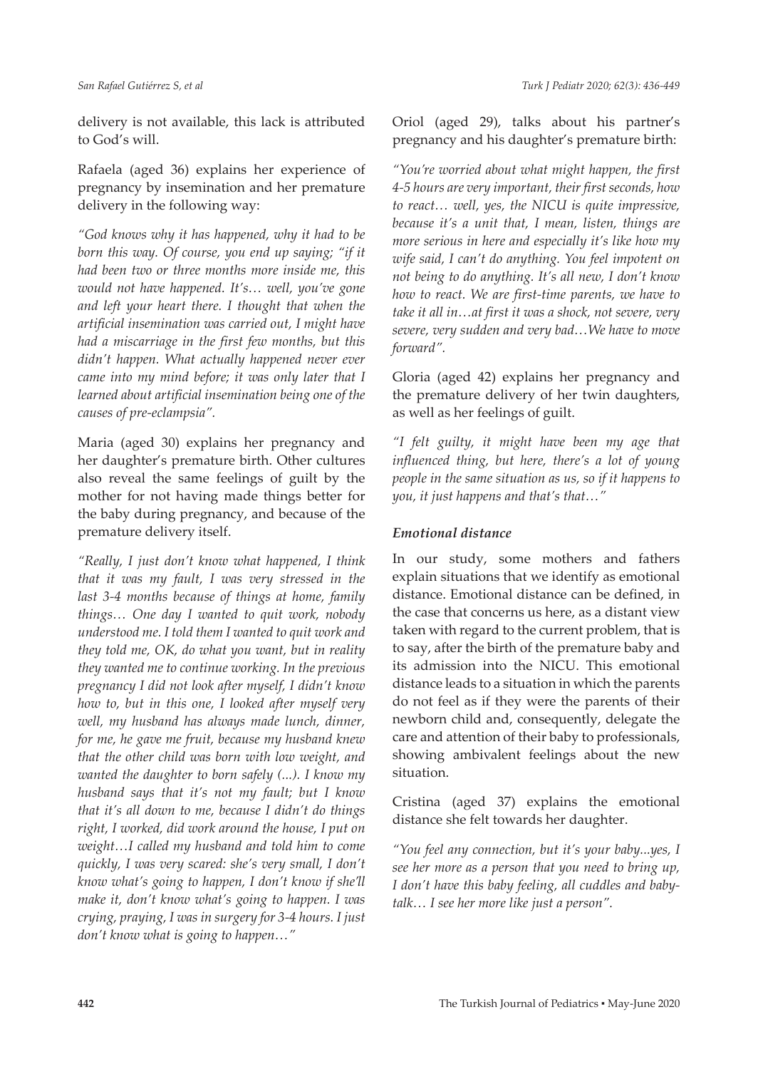delivery is not available, this lack is attributed to God's will.

Rafaela (aged 36) explains her experience of pregnancy by insemination and her premature delivery in the following way:

*"God knows why it has happened, why it had to be born this way. Of course, you end up saying; "if it had been two or three months more inside me, this would not have happened. It's… well, you've gone and left your heart there. I thought that when the artificial insemination was carried out, I might have had a miscarriage in the first few months, but this didn't happen. What actually happened never ever came into my mind before; it was only later that I learned about artificial insemination being one of the causes of pre-eclampsia".*

Maria (aged 30) explains her pregnancy and her daughter's premature birth. Other cultures also reveal the same feelings of guilt by the mother for not having made things better for the baby during pregnancy, and because of the premature delivery itself.

*"Really, I just don't know what happened, I think that it was my fault, I was very stressed in the last 3-4 months because of things at home, family things… One day I wanted to quit work, nobody understood me. I told them I wanted to quit work and they told me, OK, do what you want, but in reality they wanted me to continue working. In the previous pregnancy I did not look after myself, I didn't know how to, but in this one, I looked after myself very well, my husband has always made lunch, dinner, for me, he gave me fruit, because my husband knew that the other child was born with low weight, and wanted the daughter to born safely (...). I know my husband says that it's not my fault; but I know that it's all down to me, because I didn't do things right, I worked, did work around the house, I put on weight…I called my husband and told him to come quickly, I was very scared: she's very small, I don't know what's going to happen, I don't know if she'll make it, don't know what's going to happen. I was crying, praying, I was in surgery for 3-4 hours. I just don't know what is going to happen…"*

Oriol (aged 29), talks about his partner's pregnancy and his daughter's premature birth:

*"You're worried about what might happen, the first 4-5 hours are very important, their first seconds, how to react… well, yes, the NICU is quite impressive, because it's a unit that, I mean, listen, things are more serious in here and especially it's like how my wife said, I can't do anything. You feel impotent on not being to do anything. It's all new, I don't know how to react. We are first-time parents, we have to take it all in…at first it was a shock, not severe, very severe, very sudden and very bad…We have to move forward".*

Gloria (aged 42) explains her pregnancy and the premature delivery of her twin daughters, as well as her feelings of guilt.

*"I felt guilty, it might have been my age that influenced thing, but here, there's a lot of young people in the same situation as us, so if it happens to you, it just happens and that's that…"*

### *Emotional distance*

In our study, some mothers and fathers explain situations that we identify as emotional distance. Emotional distance can be defined, in the case that concerns us here, as a distant view taken with regard to the current problem, that is to say, after the birth of the premature baby and its admission into the NICU. This emotional distance leads to a situation in which the parents do not feel as if they were the parents of their newborn child and, consequently, delegate the care and attention of their baby to professionals, showing ambivalent feelings about the new situation.

Cristina (aged 37) explains the emotional distance she felt towards her daughter.

*"You feel any connection, but it's your baby...yes, I see her more as a person that you need to bring up, I don't have this baby feeling, all cuddles and baby-talk… I see her more like just a person".*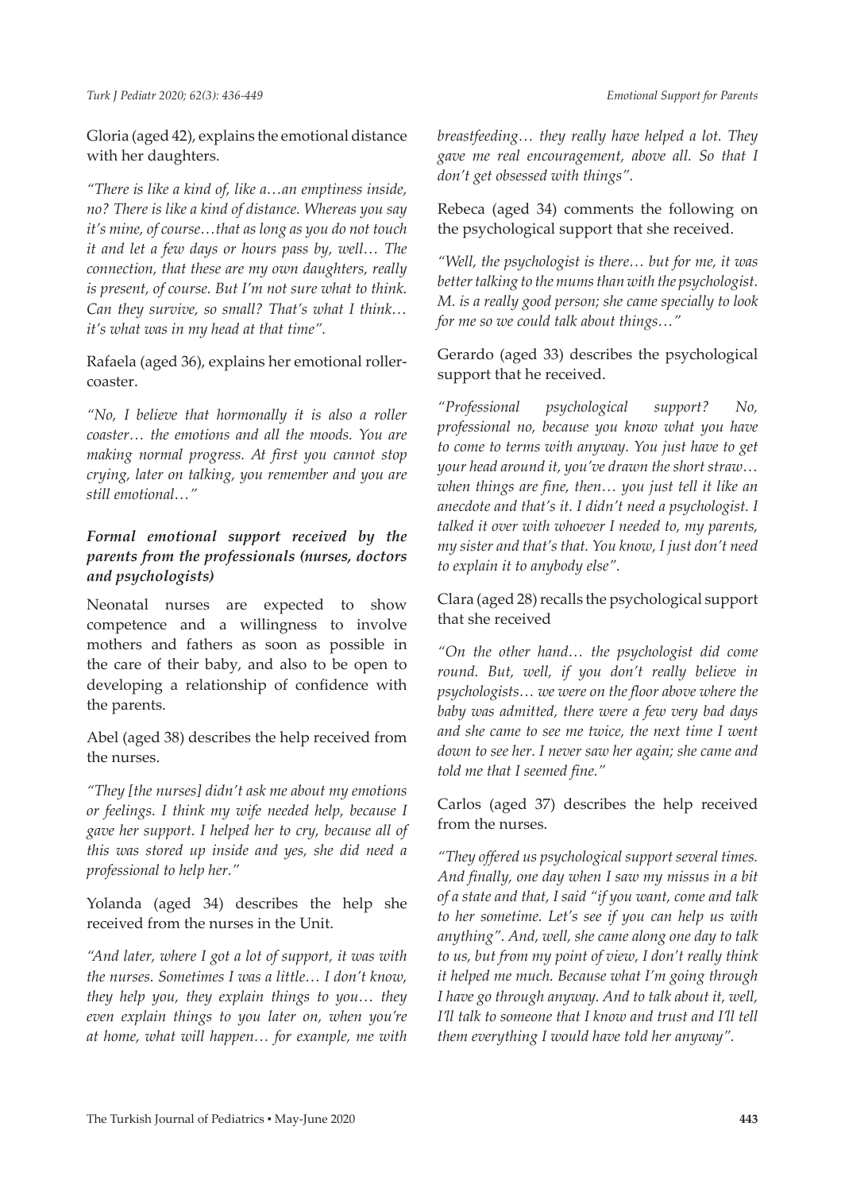Gloria (aged 42), explains the emotional distance with her daughters.

*"There is like a kind of, like a…an emptiness inside, no? There is like a kind of distance. Whereas you say it's mine, of course…that as long as you do not touch it and let a few days or hours pass by, well… The connection, that these are my own daughters, really is present, of course. But I'm not sure what to think. Can they survive, so small? That's what I think… it's what was in my head at that time".*

Rafaela (aged 36), explains her emotional roller-coaster.

*"No, I believe that hormonally it is also a roller coaster… the emotions and all the moods. You are making normal progress. At first you cannot stop crying, later on talking, you remember and you are still emotional…"*

### *Formal emotional support received by the parents from the professionals (nurses, doctors and psychologists)*

Neonatal nurses are expected to show competence and a willingness to involve mothers and fathers as soon as possible in the care of their baby, and also to be open to developing a relationship of confidence with the parents.

Abel (aged 38) describes the help received from the nurses.

*"They [the nurses] didn't ask me about my emotions or feelings. I think my wife needed help, because I gave her support. I helped her to cry, because all of this was stored up inside and yes, she did need a professional to help her."*

Yolanda (aged 34) describes the help she received from the nurses in the Unit.

*"And later, where I got a lot of support, it was with the nurses. Sometimes I was a little… I don't know, they help you, they explain things to you… they even explain things to you later on, when you're at home, what will happen… for example, me with breastfeeding… they really have helped a lot. They gave me real encouragement, above all. So that I don't get obsessed with things".*

Rebeca (aged 34) comments the following on the psychological support that she received.

*"Well, the psychologist is there… but for me, it was better talking to the mums than with the psychologist. M. is a really good person; she came specially to look for me so we could talk about things…"*

Gerardo (aged 33) describes the psychological support that he received.

*"Professional psychological support? No, professional no, because you know what you have to come to terms with anyway. You just have to get your head around it, you've drawn the short straw… when things are fine, then… you just tell it like an anecdote and that's it. I didn't need a psychologist. I talked it over with whoever I needed to, my parents, my sister and that's that. You know, I just don't need to explain it to anybody else".*

Clara (aged 28) recalls the psychological support that she received

*"On the other hand… the psychologist did come round. But, well, if you don't really believe in psychologists… we were on the floor above where the baby was admitted, there were a few very bad days and she came to see me twice, the next time I went down to see her. I never saw her again; she came and told me that I seemed fine."*

Carlos (aged 37) describes the help received from the nurses.

*"They offered us psychological support several times. And finally, one day when I saw my missus in a bit of a state and that, I said "if you want, come and talk to her sometime. Let's see if you can help us with anything". And, well, she came along one day to talk to us, but from my point of view, I don't really think it helped me much. Because what I'm going through I have go through anyway. And to talk about it, well, I'll talk to someone that I know and trust and I'll tell them everything I would have told her anyway".*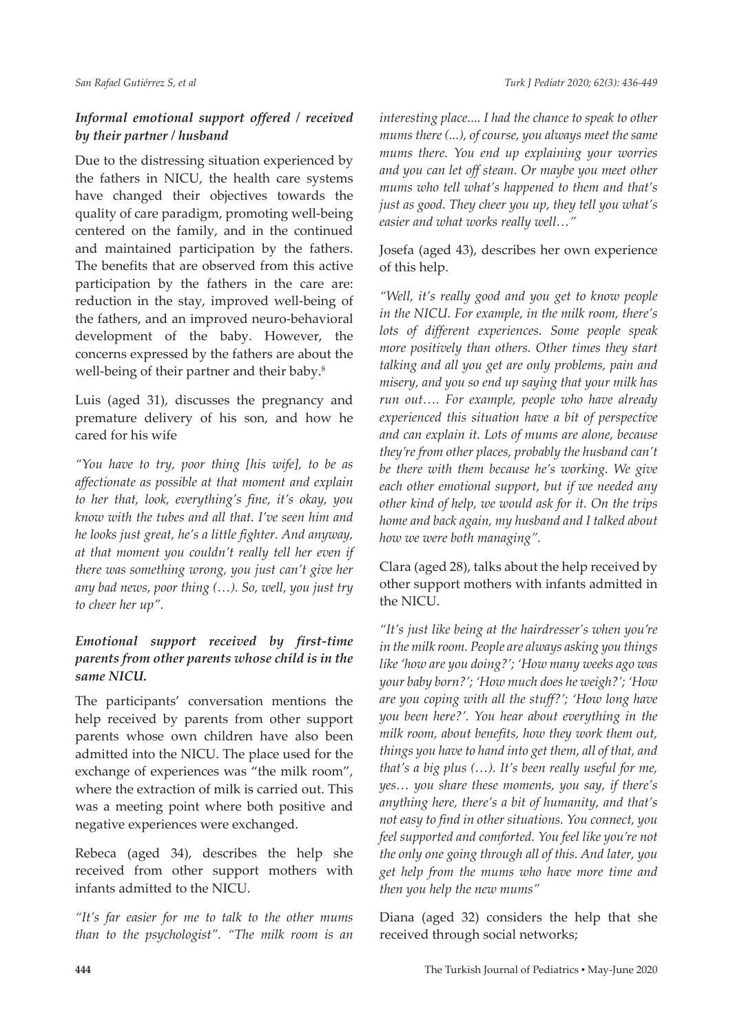### *Informal emotional support offered / received by their partner / husband*

Due to the distressing situation experienced by the fathers in NICU, the health care systems have changed their objectives towards the quality of care paradigm, promoting well-being centered on the family, and in the continued and maintained participation by the fathers. The benefits that are observed from this active participation by the fathers in the care are: reduction in the stay, improved well-being of the fathers, and an improved neuro-behavioral development of the baby. However, the concerns expressed by the fathers are about the well-being of their partner and their baby.[8]

Luis (aged 31), discusses the pregnancy and premature delivery of his son, and how he cared for his wife

*"You have to try, poor thing [his wife], to be as affectionate as possible at that moment and explain to her that, look, everything's fine, it's okay, you know with the tubes and all that. I've seen him and he looks just great, he's a little fighter. And anyway, at that moment you couldn't really tell her even if there was something wrong, you just can't give her any bad news, poor thing (…). So, well, you just try to cheer her up".*

### *Emotional support received by first-time parents from other parents whose child is in the same NICU.*

The participants' conversation mentions the help received by parents from other support parents whose own children have also been admitted into the NICU. The place used for the exchange of experiences was "the milk room", where the extraction of milk is carried out. This was a meeting point where both positive and negative experiences were exchanged.

Rebeca (aged 34), describes the help she received from other support mothers with infants admitted to the NICU.

*"It's far easier for me to talk to the other mums than to the psychologist". "The milk room is an interesting place.... I had the chance to speak to other mums there (...), of course, you always meet the same mums there. You end up explaining your worries and you can let off steam. Or maybe you meet other mums who tell what's happened to them and that's just as good. They cheer you up, they tell you what's easier and what works really well…"*

Josefa (aged 43), describes her own experience of this help.

*"Well, it's really good and you get to know people in the NICU. For example, in the milk room, there's lots of different experiences. Some people speak more positively than others. Other times they start talking and all you get are only problems, pain and misery, and you so end up saying that your milk has run out…. For example, people who have already experienced this situation have a bit of perspective and can explain it. Lots of mums are alone, because they're from other places, probably the husband can't be there with them because he's working. We give each other emotional support, but if we needed any other kind of help, we would ask for it. On the trips home and back again, my husband and I talked about how we were both managing".*

Clara (aged 28), talks about the help received by other support mothers with infants admitted in the NICU.

*"It's just like being at the hairdresser's when you're in the milk room. People are always asking you things like 'how are you doing?'; 'How many weeks ago was your baby born?'; 'How much does he weigh?'; 'How are you coping with all the stuff?'; 'How long have you been here?'. You hear about everything in the milk room, about benefits, how they work them out, things you have to hand into get them, all of that, and that's a big plus (…). It's been really useful for me, yes… you share these moments, you say, if there's anything here, there's a bit of humanity, and that's not easy to find in other situations. You connect, you feel supported and comforted. You feel like you're not the only one going through all of this. And later, you get help from the mums who have more time and then you help the new mums"*

Diana (aged 32) considers the help that she received through social networks;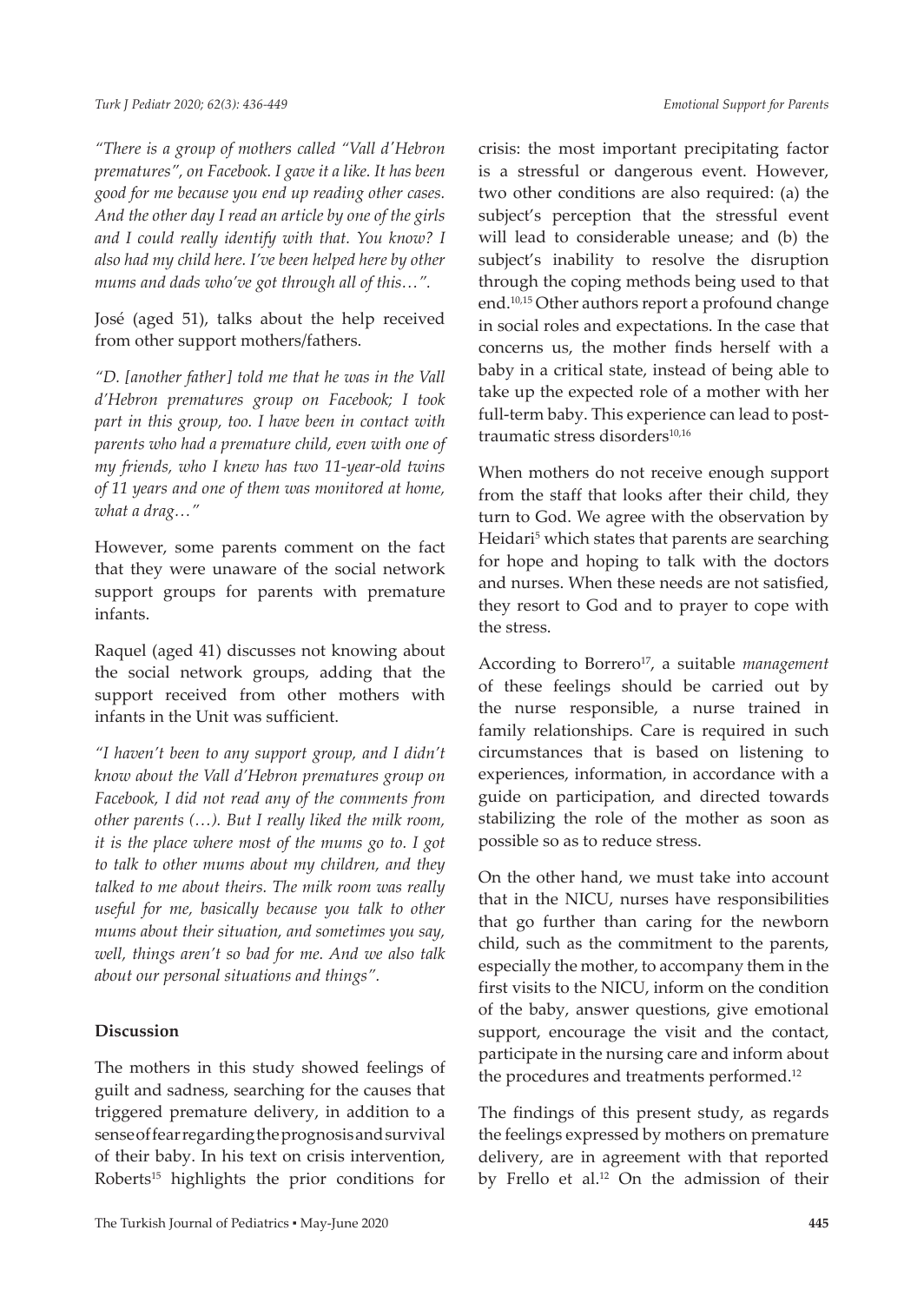*"There is a group of mothers called "Vall d'Hebron prematures", on Facebook. I gave it a like. It has been good for me because you end up reading other cases. And the other day I read an article by one of the girls and I could really identify with that. You know? I also had my child here. I've been helped here by other mums and dads who've got through all of this…".*

José (aged 51), talks about the help received from other support mothers/fathers.

*"D. [another father] told me that he was in the Vall d'Hebron prematures group on Facebook; I took part in this group, too. I have been in contact with parents who had a premature child, even with one of my friends, who I knew has two 11-year-old twins of 11 years and one of them was monitored at home, what a drag…"*

However, some parents comment on the fact that they were unaware of the social network support groups for parents with premature infants.

Raquel (aged 41) discusses not knowing about the social network groups, adding that the support received from other mothers with infants in the Unit was sufficient.

*"I haven't been to any support group, and I didn't know about the Vall d'Hebron prematures group on Facebook, I did not read any of the comments from other parents (…). But I really liked the milk room, it is the place where most of the mums go to. I got to talk to other mums about my children, and they talked to me about theirs. The milk room was really useful for me, basically because you talk to other mums about their situation, and sometimes you say, well, things aren't so bad for me. And we also talk about our personal situations and things".*

## Discussion

The mothers in this study showed feelings of guilt and sadness, searching for the causes that triggered premature delivery, in addition to a sense of fear regarding the prognosis and survival of their baby. In his text on crisis intervention, Roberts[15] highlights the prior conditions for crisis: the most important precipitating factor is a stressful or dangerous event. However, two other conditions are also required: (a) the subject's perception that the stressful event will lead to considerable unease; and (b) the subject's inability to resolve the disruption through the coping methods being used to that end.[10,15] Other authors report a profound change in social roles and expectations. In the case that concerns us, the mother finds herself with a baby in a critical state, instead of being able to take up the expected role of a mother with her full-term baby. This experience can lead to post-traumatic stress disorders[10,16]

When mothers do not receive enough support from the staff that looks after their child, they turn to God. We agree with the observation by Heidari[5] which states that parents are searching for hope and hoping to talk with the doctors and nurses. When these needs are not satisfied, they resort to God and to prayer to cope with the stress.

According to Borrero[17], a suitable *management* of these feelings should be carried out by the nurse responsible, a nurse trained in family relationships. Care is required in such circumstances that is based on listening to experiences, information, in accordance with a guide on participation, and directed towards stabilizing the role of the mother as soon as possible so as to reduce stress.

On the other hand, we must take into account that in the NICU, nurses have responsibilities that go further than caring for the newborn child, such as the commitment to the parents, especially the mother, to accompany them in the first visits to the NICU, inform on the condition of the baby, answer questions, give emotional support, encourage the visit and the contact, participate in the nursing care and inform about the procedures and treatments performed.[12]

The findings of this present study, as regards the feelings expressed by mothers on premature delivery, are in agreement with that reported by Frello et al.[12] On the admission of their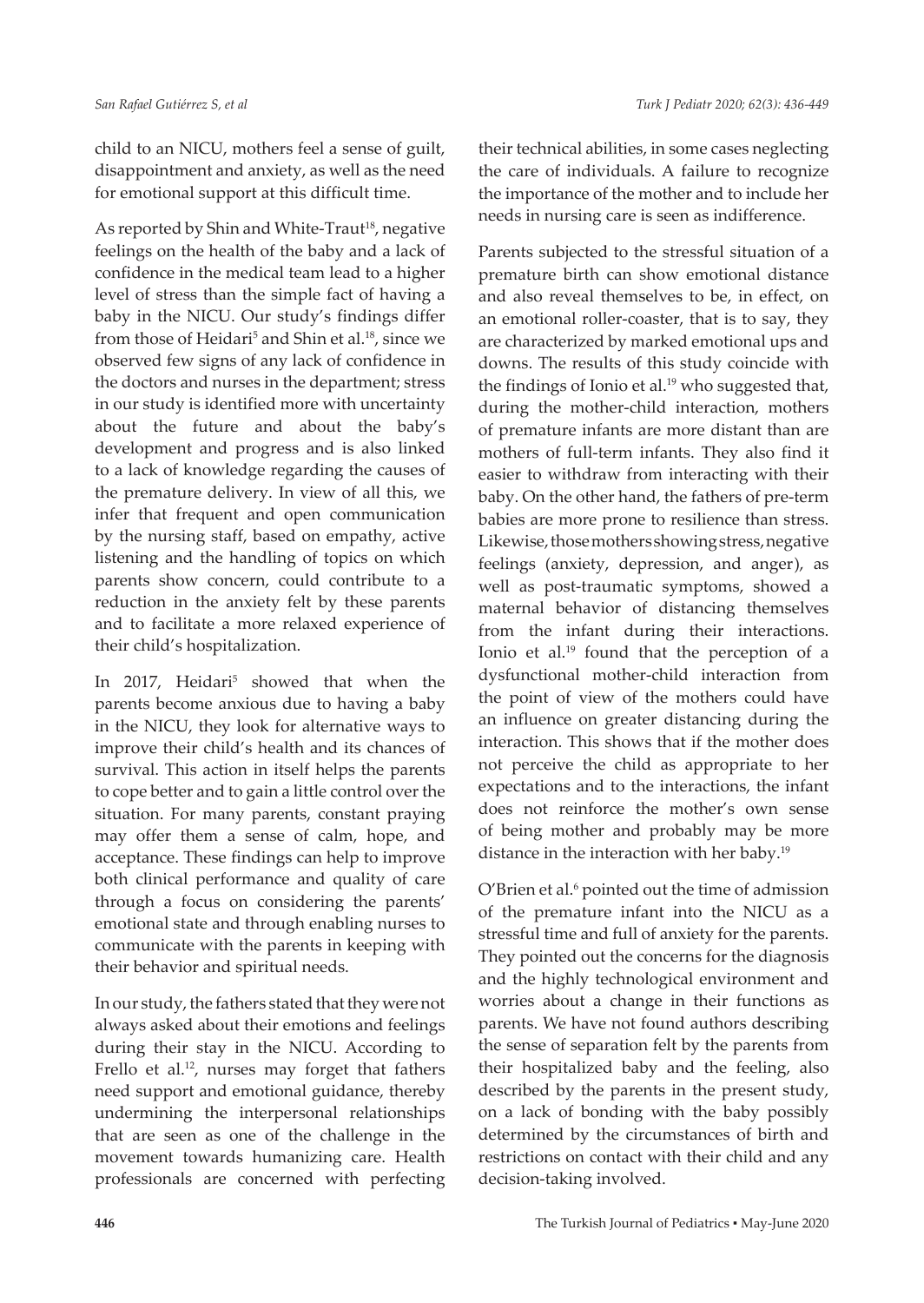child to an NICU, mothers feel a sense of guilt, disappointment and anxiety, as well as the need for emotional support at this difficult time.

As reported by Shin and White-Traut[18], negative feelings on the health of the baby and a lack of confidence in the medical team lead to a higher level of stress than the simple fact of having a baby in the NICU. Our study's findings differ from those of Heidari[5] and Shin et al.[18], since we observed few signs of any lack of confidence in the doctors and nurses in the department; stress in our study is identified more with uncertainty about the future and about the baby's development and progress and is also linked to a lack of knowledge regarding the causes of the premature delivery. In view of all this, we infer that frequent and open communication by the nursing staff, based on empathy, active listening and the handling of topics on which parents show concern, could contribute to a reduction in the anxiety felt by these parents and to facilitate a more relaxed experience of their child's hospitalization.

In 2017, Heidari[5] showed that when the parents become anxious due to having a baby in the NICU, they look for alternative ways to improve their child's health and its chances of survival. This action in itself helps the parents to cope better and to gain a little control over the situation. For many parents, constant praying may offer them a sense of calm, hope, and acceptance. These findings can help to improve both clinical performance and quality of care through a focus on considering the parents' emotional state and through enabling nurses to communicate with the parents in keeping with their behavior and spiritual needs.

In our study, the fathers stated that they were not always asked about their emotions and feelings during their stay in the NICU. According to Frello et al.[12], nurses may forget that fathers need support and emotional guidance, thereby undermining the interpersonal relationships that are seen as one of the challenge in the movement towards humanizing care. Health professionals are concerned with perfecting their technical abilities, in some cases neglecting the care of individuals. A failure to recognize the importance of the mother and to include her needs in nursing care is seen as indifference.

Parents subjected to the stressful situation of a premature birth can show emotional distance and also reveal themselves to be, in effect, on an emotional roller-coaster, that is to say, they are characterized by marked emotional ups and downs. The results of this study coincide with the findings of Ionio et al.[19] who suggested that, during the mother-child interaction, mothers of premature infants are more distant than are mothers of full-term infants. They also find it easier to withdraw from interacting with their baby. On the other hand, the fathers of pre-term babies are more prone to resilience than stress. Likewise, those mothers showing stress, negative feelings (anxiety, depression, and anger), as well as post-traumatic symptoms, showed a maternal behavior of distancing themselves from the infant during their interactions. Ionio et al.[19] found that the perception of a dysfunctional mother-child interaction from the point of view of the mothers could have an influence on greater distancing during the interaction. This shows that if the mother does not perceive the child as appropriate to her expectations and to the interactions, the infant does not reinforce the mother's own sense of being mother and probably may be more distance in the interaction with her baby.[19]

O'Brien et al.[6] pointed out the time of admission of the premature infant into the NICU as a stressful time and full of anxiety for the parents. They pointed out the concerns for the diagnosis and the highly technological environment and worries about a change in their functions as parents. We have not found authors describing the sense of separation felt by the parents from their hospitalized baby and the feeling, also described by the parents in the present study, on a lack of bonding with the baby possibly determined by the circumstances of birth and restrictions on contact with their child and any decision-taking involved.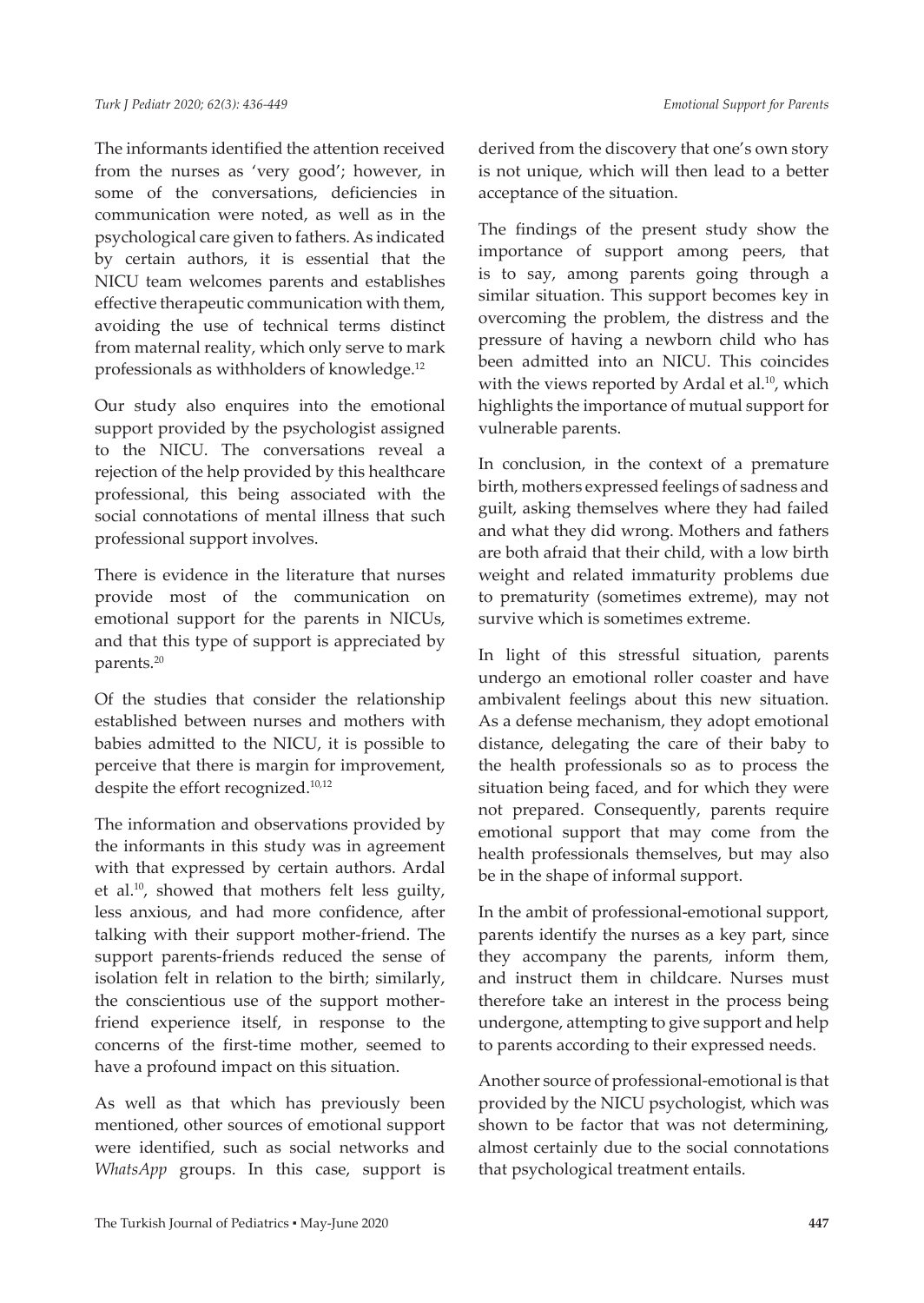The informants identified the attention received from the nurses as 'very good'; however, in some of the conversations, deficiencies in communication were noted, as well as in the psychological care given to fathers. As indicated by certain authors, it is essential that the NICU team welcomes parents and establishes effective therapeutic communication with them, avoiding the use of technical terms distinct from maternal reality, which only serve to mark professionals as withholders of knowledge.[12]

Our study also enquires into the emotional support provided by the psychologist assigned to the NICU. The conversations reveal a rejection of the help provided by this healthcare professional, this being associated with the social connotations of mental illness that such professional support involves.

There is evidence in the literature that nurses provide most of the communication on emotional support for the parents in NICUs, and that this type of support is appreciated by parents.[20]

Of the studies that consider the relationship established between nurses and mothers with babies admitted to the NICU, it is possible to perceive that there is margin for improvement, despite the effort recognized.[10,12]

The information and observations provided by the informants in this study was in agreement with that expressed by certain authors. Ardal et al.[10], showed that mothers felt less guilty, less anxious, and had more confidence, after talking with their support mother-friend. The support parents-friends reduced the sense of isolation felt in relation to the birth; similarly, the conscientious use of the support mother-friend experience itself, in response to the concerns of the first-time mother, seemed to have a profound impact on this situation.

As well as that which has previously been mentioned, other sources of emotional support were identified, such as social networks and *WhatsApp* groups. In this case, support is derived from the discovery that one's own story is not unique, which will then lead to a better acceptance of the situation.

The findings of the present study show the importance of support among peers, that is to say, among parents going through a similar situation. This support becomes key in overcoming the problem, the distress and the pressure of having a newborn child who has been admitted into an NICU. This coincides with the views reported by Ardal et al.[10], which highlights the importance of mutual support for vulnerable parents.

In conclusion, in the context of a premature birth, mothers expressed feelings of sadness and guilt, asking themselves where they had failed and what they did wrong. Mothers and fathers are both afraid that their child, with a low birth weight and related immaturity problems due to prematurity (sometimes extreme), may not survive which is sometimes extreme.

In light of this stressful situation, parents undergo an emotional roller coaster and have ambivalent feelings about this new situation. As a defense mechanism, they adopt emotional distance, delegating the care of their baby to the health professionals so as to process the situation being faced, and for which they were not prepared. Consequently, parents require emotional support that may come from the health professionals themselves, but may also be in the shape of informal support.

In the ambit of professional-emotional support, parents identify the nurses as a key part, since they accompany the parents, inform them, and instruct them in childcare. Nurses must therefore take an interest in the process being undergone, attempting to give support and help to parents according to their expressed needs.

Another source of professional-emotional is that provided by the NICU psychologist, which was shown to be factor that was not determining, almost certainly due to the social connotations that psychological treatment entails.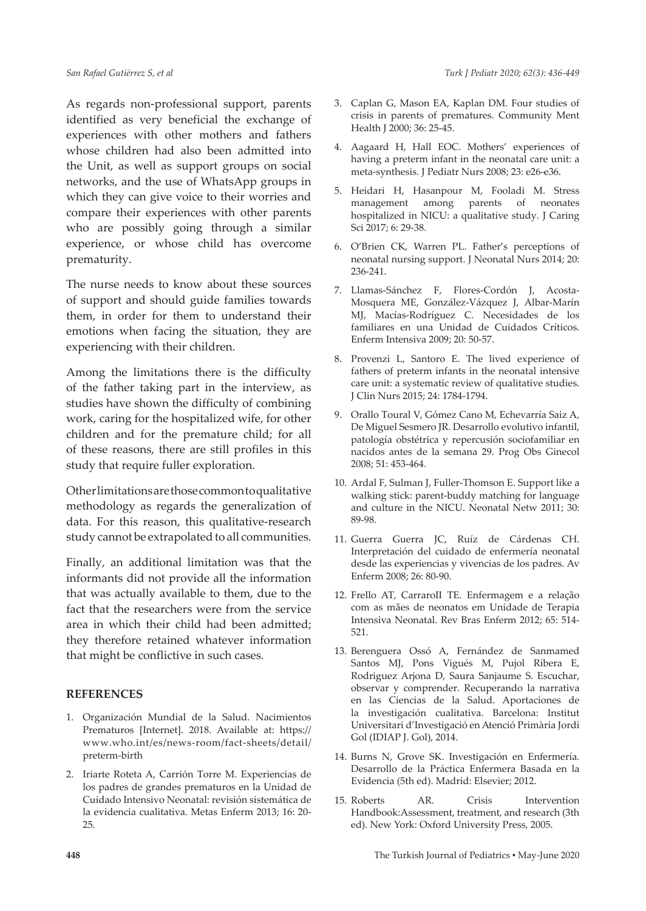As regards non-professional support, parents identified as very beneficial the exchange of experiences with other mothers and fathers whose children had also been admitted into the Unit, as well as support groups on social networks, and the use of WhatsApp groups in which they can give voice to their worries and compare their experiences with other parents who are possibly going through a similar experience, or whose child has overcome prematurity.

The nurse needs to know about these sources of support and should guide families towards them, in order for them to understand their emotions when facing the situation, they are experiencing with their children.

Among the limitations there is the difficulty of the father taking part in the interview, as studies have shown the difficulty of combining work, caring for the hospitalized wife, for other children and for the premature child; for all of these reasons, there are still profiles in this study that require fuller exploration.

Other limitations are those common to qualitative methodology as regards the generalization of data. For this reason, this qualitative-research study cannot be extrapolated to all communities.

Finally, an additional limitation was that the informants did not provide all the information that was actually available to them, due to the fact that the researchers were from the service area in which their child had been admitted; they therefore retained whatever information that might be conflictive in such cases.

## REFERENCES

1. Organización Mundial de la Salud. Nacimientos Prematuros [Internet]. 2018. Available at: https://www.who.int/es/news-room/fact-sheets/detail/preterm-birth
2. Iriarte Roteta A, Carrión Torre M. Experiencias de los padres de grandes prematuros en la Unidad de Cuidado Intensivo Neonatal: revisión sistemática de la evidencia cualitativa. Metas Enferm 2013; 16: 20-25.
3. Caplan G, Mason EA, Kaplan DM. Four studies of crisis in parents of prematures. Community Ment Health J 2000; 36: 25-45.
4. Aagaard H, Hall EOC. Mothers' experiences of having a preterm infant in the neonatal care unit: a meta-synthesis. J Pediatr Nurs 2008; 23: e26-e36.
5. Heidari H, Hasanpour M, Fooladi M. Stress management among parents of neonates hospitalized in NICU: a qualitative study. J Caring Sci 2017; 6: 29-38.
6. O'Brien CK, Warren PL. Father's perceptions of neonatal nursing support. J Neonatal Nurs 2014; 20: 236-241.
7. Llamas-Sánchez F, Flores-Cordón J, Acosta-Mosquera ME, González-Vázquez J, Albar-Marín MJ, Macías-Rodríguez C. Necesidades de los familiares en una Unidad de Cuidados Críticos. Enferm Intensiva 2009; 20: 50-57.
8. Provenzi L, Santoro E. The lived experience of fathers of preterm infants in the neonatal intensive care unit: a systematic review of qualitative studies. J Clin Nurs 2015; 24: 1784-1794.
9. Orallo Toural V, Gómez Cano M, Echevarría Saiz A, De Miguel Sesmero JR. Desarrollo evolutivo infantil, patología obstétrica y repercusión sociofamiliar en nacidos antes de la semana 29. Prog Obs Ginecol 2008; 51: 453-464.
10. Ardal F, Sulman J, Fuller-Thomson E. Support like a walking stick: parent-buddy matching for language and culture in the NICU. Neonatal Netw 2011; 30: 89-98.
11. Guerra Guerra JC, Ruíz de Cárdenas CH. Interpretación del cuidado de enfermería neonatal desde las experiencias y vivencias de los padres. Av Enferm 2008; 26: 80-90.
12. Frello AT, CarraroII TE. Enfermagem e a relação com as mães de neonatos em Unidade de Terapia Intensiva Neonatal. Rev Bras Enferm 2012; 65: 514-521.
13. Berenguera Ossó A, Fernández de Sanmamed Santos MJ, Pons Vigués M, Pujol Ribera E, Rodriguez Arjona D, Saura Sanjaume S. Escuchar, observar y comprender. Recuperando la narrativa en las Ciencias de la Salud. Aportaciones de la investigación cualitativa. Barcelona: Institut Universitari d'Investigació en Atenció Primària Jordi Gol (IDIAP J. Gol), 2014.
14. Burns N, Grove SK. Investigación en Enfermería. Desarrollo de la Práctica Enfermera Basada en la Evidencia (5th ed). Madrid: Elsevier; 2012.
15. Roberts AR. Crisis Intervention Handbook:Assessment, treatment, and research (3th ed). New York: Oxford University Press, 2005.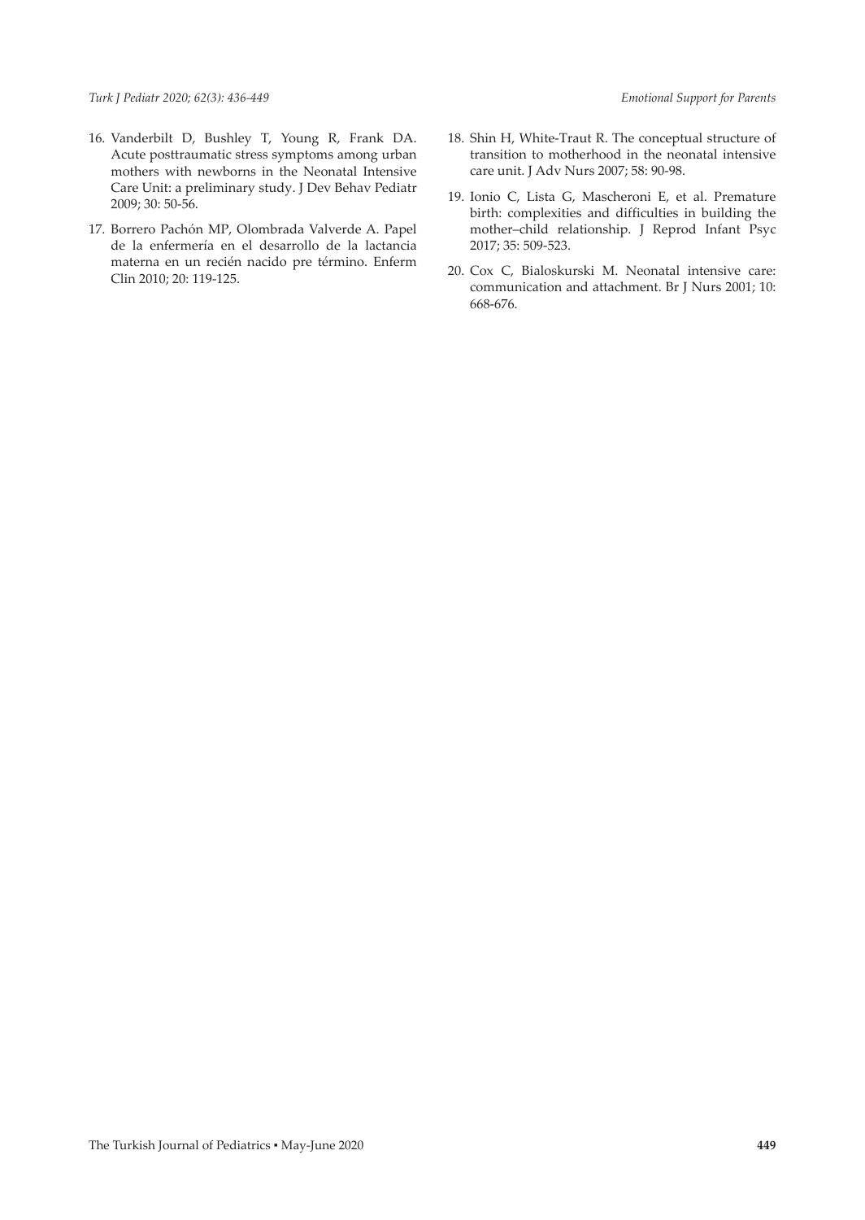16. Vanderbilt D, Bushley T, Young R, Frank DA. Acute posttraumatic stress symptoms among urban mothers with newborns in the Neonatal Intensive Care Unit: a preliminary study. J Dev Behav Pediatr 2009; 30: 50-56.
17. Borrero Pachón MP, Olombrada Valverde A. Papel de la enfermería en el desarrollo de la lactancia materna en un recién nacido pre término. Enferm Clin 2010; 20: 119-125.
18. Shin H, White-Traut R. The conceptual structure of transition to motherhood in the neonatal intensive care unit. J Adv Nurs 2007; 58: 90-98.
19. Ionio C, Lista G, Mascheroni E, et al. Premature birth: complexities and difficulties in building the mother–child relationship. J Reprod Infant Psyc 2017; 35: 509-523.
20. Cox C, Bialoskurski M. Neonatal intensive care: communication and attachment. Br J Nurs 2001; 10: 668-676.